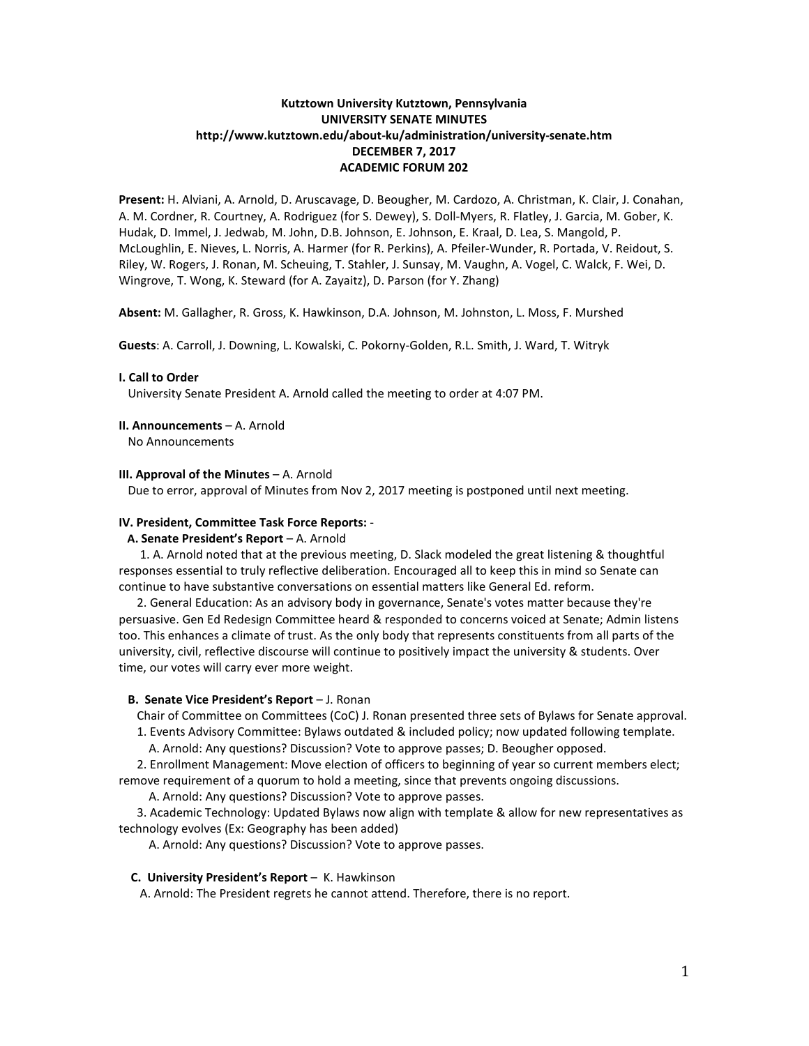**Kutztown University Kutztown, Pennsylvania**
**UNIVERSITY SENATE MINUTES**
**http://www.kutztown.edu/about-ku/administration/university-senate.htm**
**DECEMBER 7, 2017**
**ACADEMIC FORUM 202**

**Present:** H. Alviani, A. Arnold, D. Aruscavage, D. Beougher, M. Cardozo, A. Christman, K. Clair, J. Conahan, A. M. Cordner, R. Courtney, A. Rodriguez (for S. Dewey), S. Doll-Myers, R. Flatley, J. Garcia, M. Gober, K. Hudak, D. Immel, J. Jedwab, M. John, D.B. Johnson, E. Johnson, E. Kraal, D. Lea, S. Mangold, P. McLoughlin, E. Nieves, L. Norris, A. Harmer (for R. Perkins), A. Pfeiler-Wunder, R. Portada, V. Reidout, S. Riley, W. Rogers, J. Ronan, M. Scheuing, T. Stahler, J. Sunsay, M. Vaughn, A. Vogel, C. Walck, F. Wei, D. Wingrove, T. Wong, K. Steward (for A. Zayaitz), D. Parson (for Y. Zhang)

**Absent:** M. Gallagher, R. Gross, K. Hawkinson, D.A. Johnson, M. Johnston, L. Moss, F. Murshed

**Guests**: A. Carroll, J. Downing, L. Kowalski, C. Pokorny-Golden, R.L. Smith, J. Ward, T. Witryk

**I. Call to Order**

University Senate President A. Arnold called the meeting to order at 4:07 PM.

**II. Announcements** – A. Arnold

No Announcements

**III. Approval of the Minutes** – A. Arnold

Due to error, approval of Minutes from Nov 2, 2017 meeting is postponed until next meeting.

**IV. President, Committee Task Force Reports:** -

**A. Senate President's Report** – A. Arnold

1. A. Arnold noted that at the previous meeting, D. Slack modeled the great listening & thoughtful responses essential to truly reflective deliberation. Encouraged all to keep this in mind so Senate can continue to have substantive conversations on essential matters like General Ed. reform.

2. General Education: As an advisory body in governance, Senate's votes matter because they're persuasive. Gen Ed Redesign Committee heard & responded to concerns voiced at Senate; Admin listens too. This enhances a climate of trust. As the only body that represents constituents from all parts of the university, civil, reflective discourse will continue to positively impact the university & students. Over time, our votes will carry ever more weight.

**B. Senate Vice President's Report** – J. Ronan

Chair of Committee on Committees (CoC) J. Ronan presented three sets of Bylaws for Senate approval.

1. Events Advisory Committee: Bylaws outdated & included policy; now updated following template.

A. Arnold: Any questions? Discussion? Vote to approve passes; D. Beougher opposed.

2. Enrollment Management: Move election of officers to beginning of year so current members elect; remove requirement of a quorum to hold a meeting, since that prevents ongoing discussions.

A. Arnold: Any questions? Discussion? Vote to approve passes.

3. Academic Technology: Updated Bylaws now align with template & allow for new representatives as technology evolves (Ex: Geography has been added)

A. Arnold: Any questions? Discussion? Vote to approve passes.

**C. University President's Report** – K. Hawkinson

A. Arnold: The President regrets he cannot attend. Therefore, there is no report.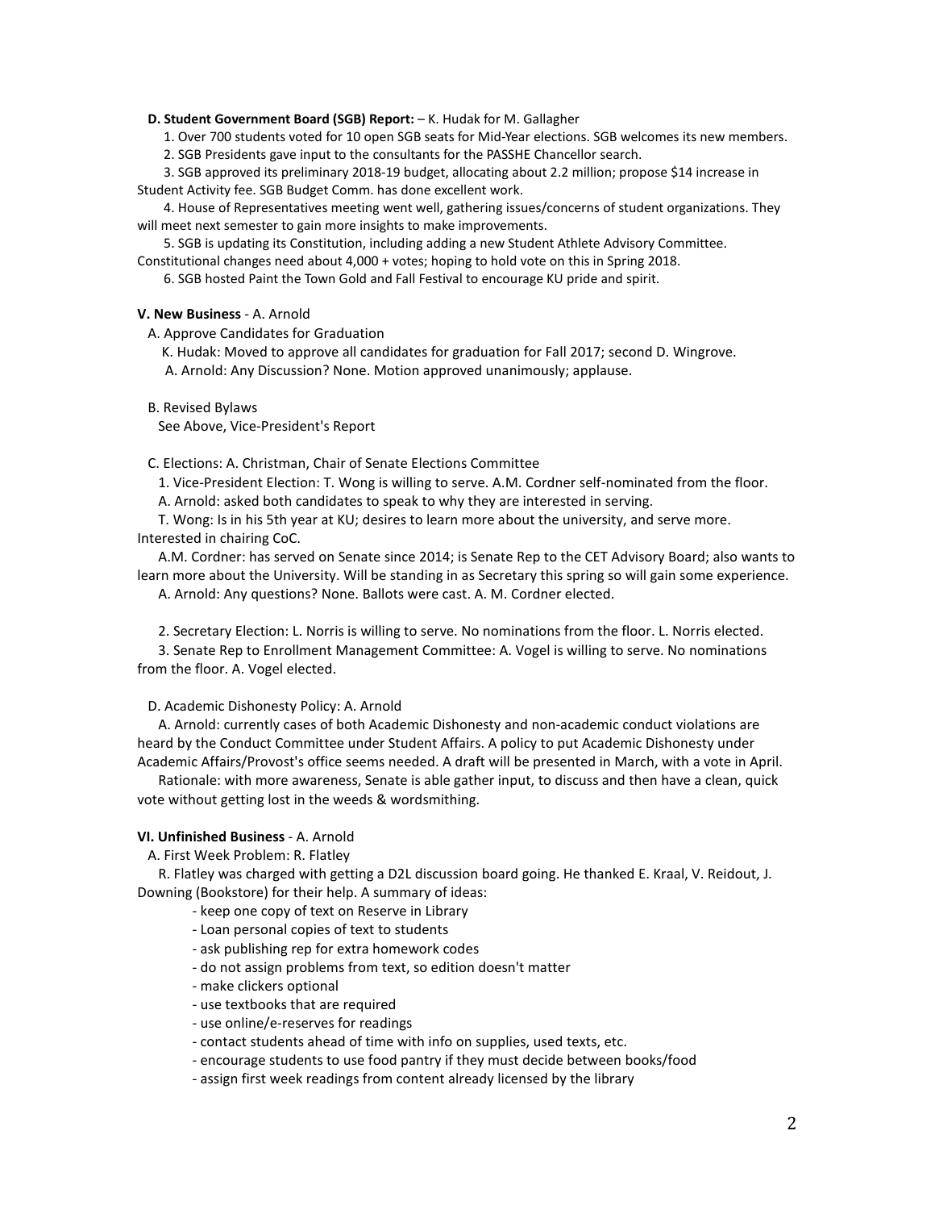**D. Student Government Board (SGB) Report:** – K. Hudak for M. Gallagher

1. Over 700 students voted for 10 open SGB seats for Mid-Year elections. SGB welcomes its new members.
2. SGB Presidents gave input to the consultants for the PASSHE Chancellor search.
3. SGB approved its preliminary 2018-19 budget, allocating about 2.2 million; propose $14 increase in Student Activity fee. SGB Budget Comm. has done excellent work.
4. House of Representatives meeting went well, gathering issues/concerns of student organizations. They will meet next semester to gain more insights to make improvements.
5. SGB is updating its Constitution, including adding a new Student Athlete Advisory Committee. Constitutional changes need about 4,000 + votes; hoping to hold vote on this in Spring 2018.
6. SGB hosted Paint the Town Gold and Fall Festival to encourage KU pride and spirit.

**V. New Business** - A. Arnold

A. Approve Candidates for Graduation

K. Hudak: Moved to approve all candidates for graduation for Fall 2017; second D. Wingrove.

A. Arnold: Any Discussion? None. Motion approved unanimously; applause.

B. Revised Bylaws

See Above, Vice-President's Report

C. Elections: A. Christman, Chair of Senate Elections Committee

1. Vice-President Election: T. Wong is willing to serve. A.M. Cordner self-nominated from the floor.

A. Arnold: asked both candidates to speak to why they are interested in serving.

T. Wong: Is in his 5th year at KU; desires to learn more about the university, and serve more. Interested in chairing CoC.

A.M. Cordner: has served on Senate since 2014; is Senate Rep to the CET Advisory Board; also wants to learn more about the University. Will be standing in as Secretary this spring so will gain some experience.

A. Arnold: Any questions? None. Ballots were cast. A. M. Cordner elected.

2. Secretary Election: L. Norris is willing to serve. No nominations from the floor. L. Norris elected.

3. Senate Rep to Enrollment Management Committee: A. Vogel is willing to serve. No nominations from the floor. A. Vogel elected.

D. Academic Dishonesty Policy: A. Arnold

A. Arnold: currently cases of both Academic Dishonesty and non-academic conduct violations are heard by the Conduct Committee under Student Affairs. A policy to put Academic Dishonesty under Academic Affairs/Provost's office seems needed. A draft will be presented in March, with a vote in April.

Rationale: with more awareness, Senate is able gather input, to discuss and then have a clean, quick vote without getting lost in the weeds & wordsmithing.

**VI. Unfinished Business** - A. Arnold

A. First Week Problem: R. Flatley

R. Flatley was charged with getting a D2L discussion board going. He thanked E. Kraal, V. Reidout, J. Downing (Bookstore) for their help. A summary of ideas:

- keep one copy of text on Reserve in Library
- Loan personal copies of text to students
- ask publishing rep for extra homework codes
- do not assign problems from text, so edition doesn't matter
- make clickers optional
- use textbooks that are required
- use online/e-reserves for readings
- contact students ahead of time with info on supplies, used texts, etc.
- encourage students to use food pantry if they must decide between books/food
- assign first week readings from content already licensed by the library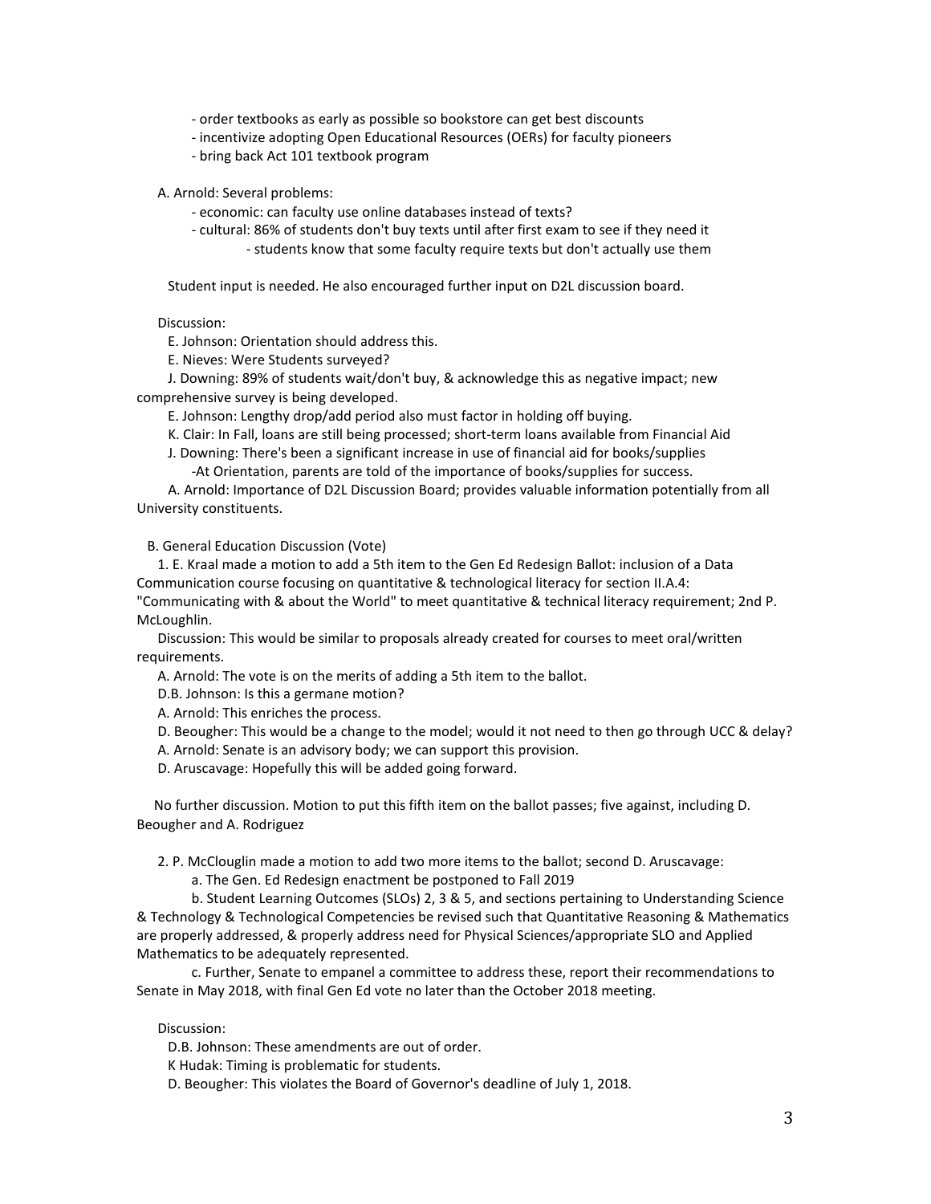- order textbooks as early as possible so bookstore can get best discounts
- incentivize adopting Open Educational Resources (OERs) for faculty pioneers
- bring back Act 101 textbook program

A. Arnold: Several problems:

- economic: can faculty use online databases instead of texts?
- cultural: 86% of students don't buy texts until after first exam to see if they need it
    - students know that some faculty require texts but don't actually use them

Student input is needed. He also encouraged further input on D2L discussion board.

Discussion:

E. Johnson: Orientation should address this.

E. Nieves: Were Students surveyed?

J. Downing: 89% of students wait/don't buy, & acknowledge this as negative impact; new comprehensive survey is being developed.

E. Johnson: Lengthy drop/add period also must factor in holding off buying.

K. Clair: In Fall, loans are still being processed; short-term loans available from Financial Aid

J. Downing: There's been a significant increase in use of financial aid for books/supplies

-At Orientation, parents are told of the importance of books/supplies for success.

A. Arnold: Importance of D2L Discussion Board; provides valuable information potentially from all University constituents.

B. General Education Discussion (Vote)

1. E. Kraal made a motion to add a 5th item to the Gen Ed Redesign Ballot: inclusion of a Data Communication course focusing on quantitative & technological literacy for section II.A.4: "Communicating with & about the World" to meet quantitative & technical literacy requirement; 2nd P. McLoughlin.

Discussion: This would be similar to proposals already created for courses to meet oral/written requirements.

A. Arnold: The vote is on the merits of adding a 5th item to the ballot.

D.B. Johnson: Is this a germane motion?

A. Arnold: This enriches the process.

D. Beougher: This would be a change to the model; would it not need to then go through UCC & delay?

A. Arnold: Senate is an advisory body; we can support this provision.

D. Aruscavage: Hopefully this will be added going forward.

No further discussion. Motion to put this fifth item on the ballot passes; five against, including D. Beougher and A. Rodriguez

2. P. McClouglin made a motion to add two more items to the ballot; second D. Aruscavage:

a. The Gen. Ed Redesign enactment be postponed to Fall 2019

b. Student Learning Outcomes (SLOs) 2, 3 & 5, and sections pertaining to Understanding Science & Technology & Technological Competencies be revised such that Quantitative Reasoning & Mathematics are properly addressed, & properly address need for Physical Sciences/appropriate SLO and Applied Mathematics to be adequately represented.

c. Further, Senate to empanel a committee to address these, report their recommendations to Senate in May 2018, with final Gen Ed vote no later than the October 2018 meeting.

Discussion:

D.B. Johnson: These amendments are out of order.

K Hudak: Timing is problematic for students.

D. Beougher: This violates the Board of Governor's deadline of July 1, 2018.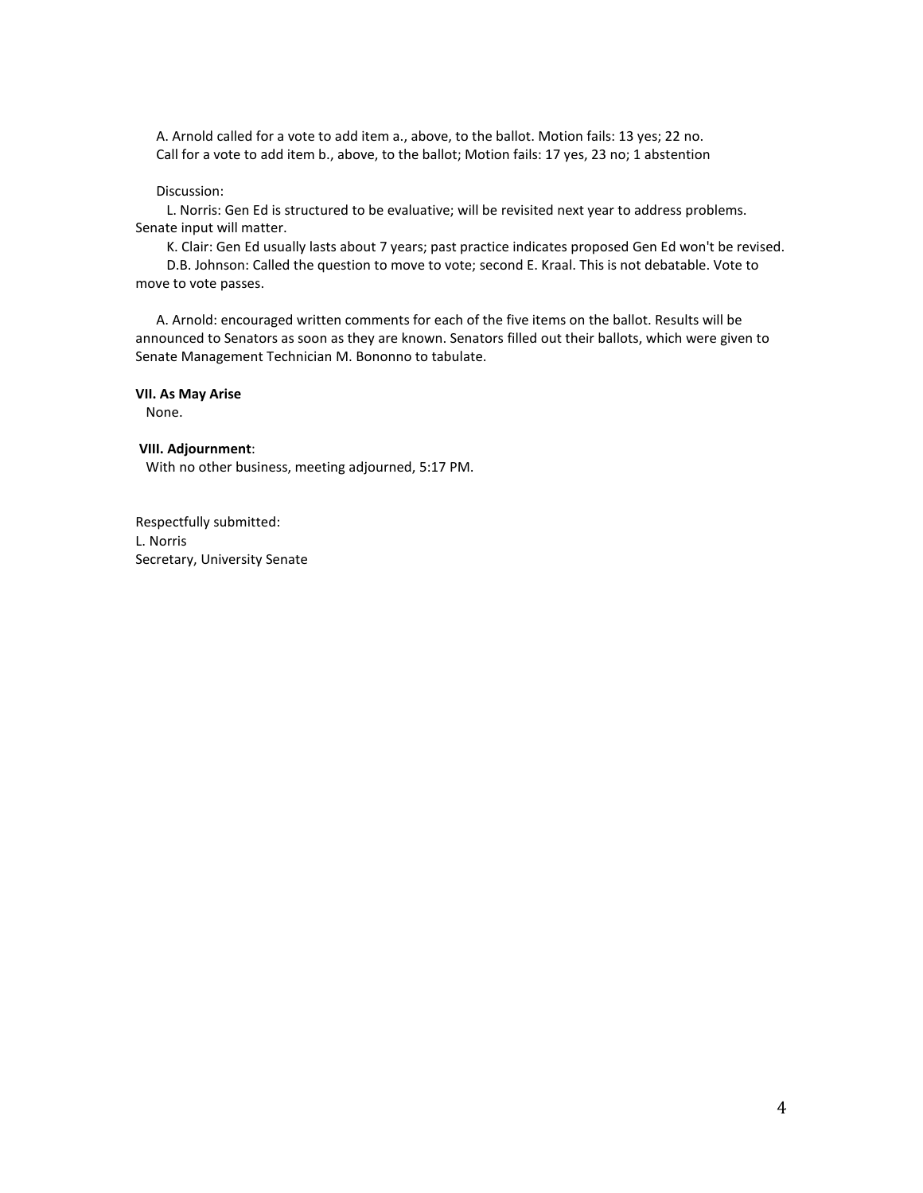A. Arnold called for a vote to add item a., above, to the ballot. Motion fails: 13 yes; 22 no.
Call for a vote to add item b., above, to the ballot; Motion fails: 17 yes, 23 no; 1 abstention

Discussion:

L. Norris: Gen Ed is structured to be evaluative; will be revisited next year to address problems. Senate input will matter.

K. Clair: Gen Ed usually lasts about 7 years; past practice indicates proposed Gen Ed won't be revised.

D.B. Johnson: Called the question to move to vote; second E. Kraal. This is not debatable. Vote to move to vote passes.

A. Arnold: encouraged written comments for each of the five items on the ballot. Results will be announced to Senators as soon as they are known. Senators filled out their ballots, which were given to Senate Management Technician M. Bononno to tabulate.

**VII. As May Arise**

None.

**VIII. Adjournment**:

With no other business, meeting adjourned, 5:17 PM.

Respectfully submitted:
L. Norris
Secretary, University Senate